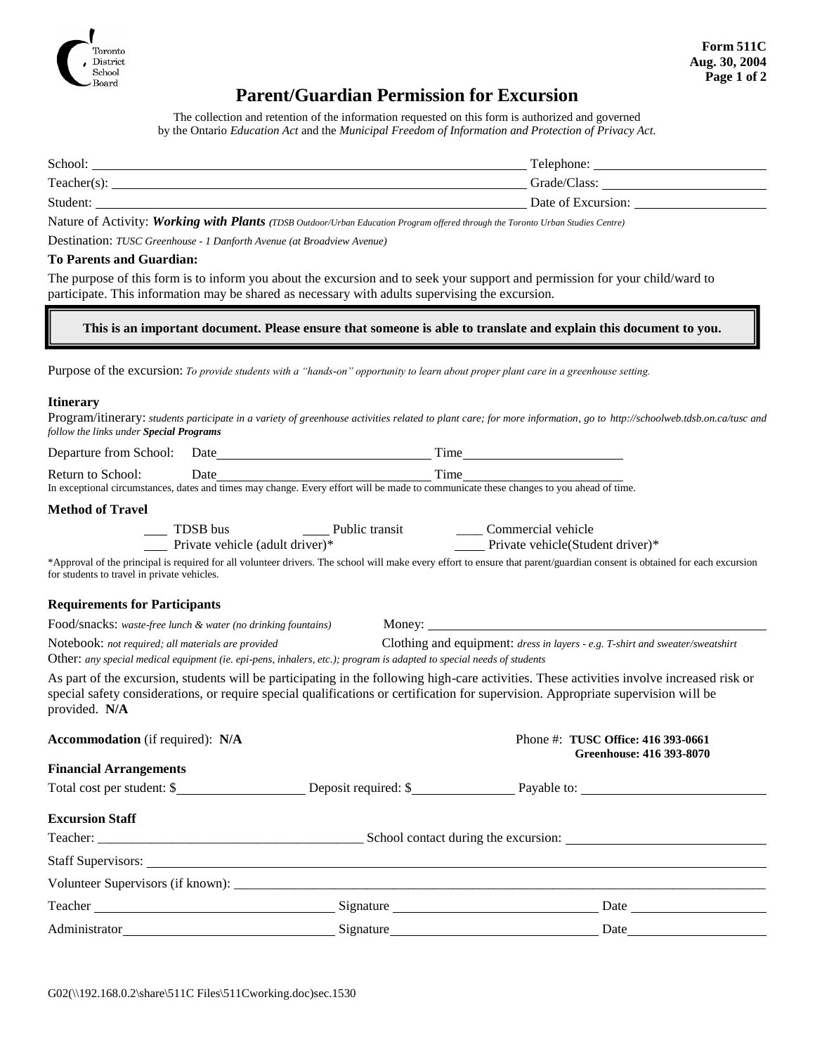Toronto District School Board

**Form 511C**
**Aug. 30, 2004**

# Parent/Guardian Permission for Excursion

The collection and retention of the information requested on this form is authorized and governed by the Ontario *Education Act* and the *Municipal Freedom of Information and Protection of Privacy Act.*

School: ______________________ Telephone: ______________________

Teacher(s): ______________________ Grade/Class: ______________________

Student: ______________________ Date of Excursion: ______________________

Nature of Activity: ***Working with Plants*** *(TDSB Outdoor/Urban Education Program offered through the Toronto Urban Studies Centre)*

Destination: *TUSC Greenhouse - 1 Danforth Avenue (at Broadview Avenue)*

**To Parents and Guardian:**

The purpose of this form is to inform you about the excursion and to seek your support and permission for your child/ward to participate. This information may be shared as necessary with adults supervising the excursion.

**This is an important document. Please ensure that someone is able to translate and explain this document to you.**

Purpose of the excursion: *To provide students with a "hands-on" opportunity to learn about proper plant care in a greenhouse setting.*

### Itinerary

Program/itinerary: *students participate in a variety of greenhouse activities related to plant care; for more information, go to http://schoolweb.tdsb.on.ca/tusc and follow the links under* ***Special Programs***

Departure from School: Date ______________________ Time ______________________

Return to School: Date ______________________ Time ______________________

In exceptional circumstances, dates and times may change. Every effort will be made to communicate these changes to you ahead of time.

### Method of Travel

\_\_\_\_ TDSB bus \_\_\_\_ Public transit \_\_\_\_ Commercial vehicle

\_\_\_\_ Private vehicle (adult driver)* \_\_\_\_ Private vehicle(Student driver)*

*Approval of the principal is required for all volunteer drivers. The school will make every effort to ensure that parent/guardian consent is obtained for each excursion for students to travel in private vehicles.

### Requirements for Participants

Food/snacks: *waste-free lunch & water (no drinking fountains)* Money: ______________________

Notebook: *not required; all materials are provided* Clothing and equipment: *dress in layers - e.g. T-shirt and sweater/sweatshirt*

Other: *any special medical equipment (ie. epi-pens, inhalers, etc.); program is adapted to special needs of students*

As part of the excursion, students will be participating in the following high-care activities. These activities involve increased risk or special safety considerations, or require special qualifications or certification for supervision. Appropriate supervision will be provided. **N/A**

**Accommodation** (if required): **N/A** Phone #: **TUSC Office: 416 393-0661**
**Greenhouse: 416 393-8070**

### Financial Arrangements

Total cost per student: $__________ Deposit required: $__________ Payable to: ______________________

### Excursion Staff

Teacher: ______________________ School contact during the excursion: ______________________

Staff Supervisors: ______________________

Volunteer Supervisors (if known): ______________________

Teacher ______________________ Signature ______________________ Date ______________________

Administrator ______________________ Signature ______________________ Date ______________________

G02(\\192.168.0.2\share\511C Files\511Cworking.doc)sec.1530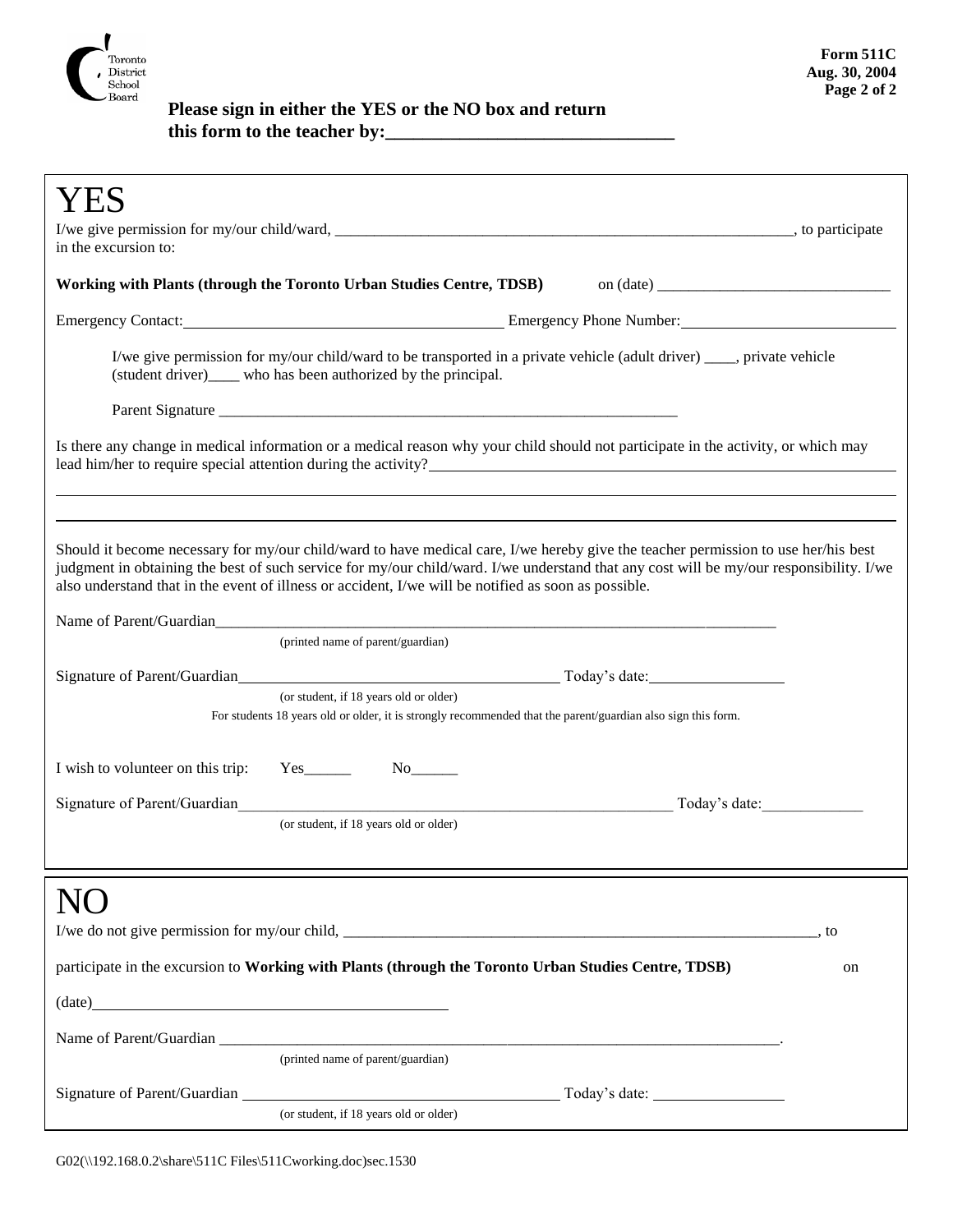**Form 511C**
**Aug. 30, 2004**

**Please sign in either the YES or the NO box and return this form to the teacher by:_______________________________**

# YES

I/we give permission for my/our child/ward, ____________________________________________________________, to participate in the excursion to:

**Working with Plants (through the Toronto Urban Studies Centre, TDSB)** on (date) ______________________________

Emergency Contact: ________________________________________ Emergency Phone Number: ___________________________

I/we give permission for my/our child/ward to be transported in a private vehicle (adult driver) ____, private vehicle (student driver)____ who has been authorized by the principal.

Parent Signature _____________________________________________________________

Is there any change in medical information or a medical reason why your child should not participate in the activity, or which may lead him/her to require special attention during the activity? ______________________________________________________________

_____________________________________________________________________________________________________________

_____________________________________________________________________________________________________________

Should it become necessary for my/our child/ward to have medical care, I/we hereby give the teacher permission to use her/his best judgment in obtaining the best of such service for my/our child/ward. I/we understand that any cost will be my/our responsibility. I/we also understand that in the event of illness or accident, I/we will be notified as soon as possible.

Name of Parent/Guardian_____________________________________________________________________________
(printed name of parent/guardian)

Signature of Parent/Guardian___________________________________________ Today's date:_________________
(or student, if 18 years old or older)

For students 18 years old or older, it is strongly recommended that the parent/guardian also sign this form.

I wish to volunteer on this trip: Yes______ No______

Signature of Parent/Guardian___________________________________________________________ Today's date:_____________
(or student, if 18 years old or older)

# NO

I/we do not give permission for my/our child, _______________________________________________________________, to

participate in the excursion to **Working with Plants (through the Toronto Urban Studies Centre, TDSB)** on

(date)_____________________________________________

Name of Parent/Guardian ___________________________________________________________________________.
(printed name of parent/guardian)

Signature of Parent/Guardian _______________________________________ Today's date: _________________
(or student, if 18 years old or older)

G02(\\192.168.0.2\share\511C Files\511Cworking.doc)sec.1530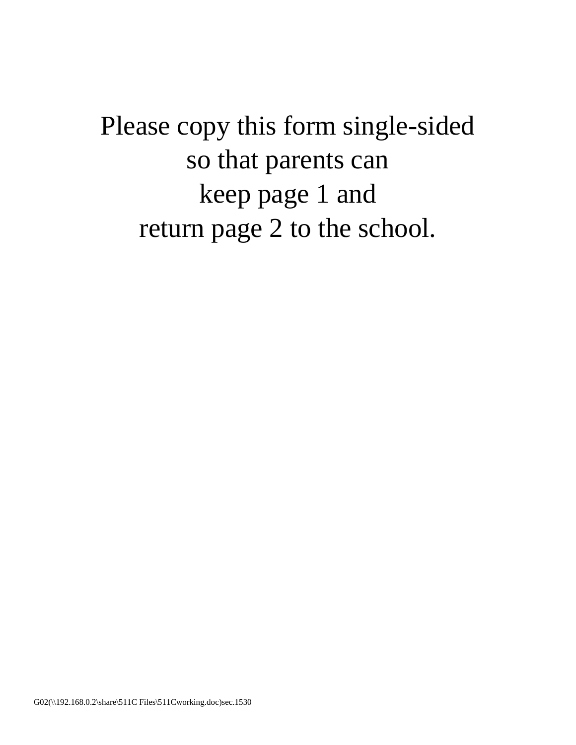Please copy this form single-sided
so that parents can
keep page 1 and
return page 2 to the school.